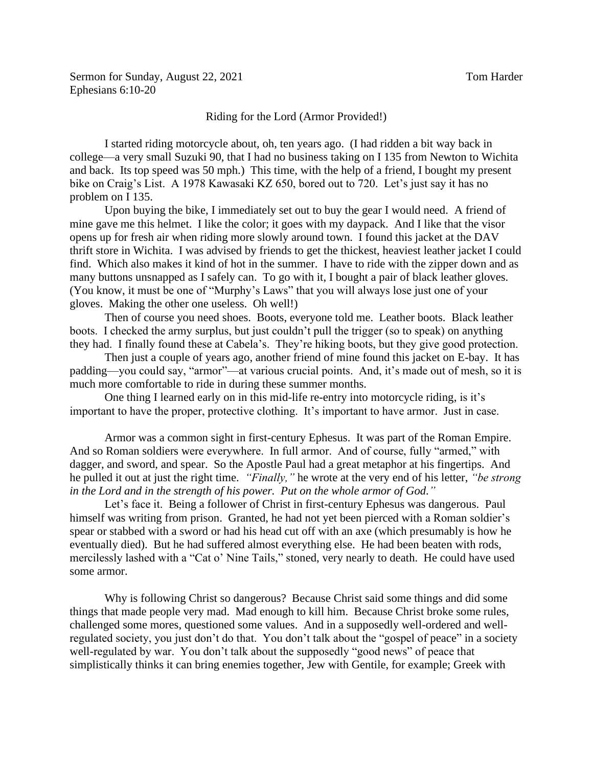Sermon for Sunday, August 22, 2021 Tom Harder
Ephesians 6:10-20

## Riding for the Lord (Armor Provided!)

I started riding motorcycle about, oh, ten years ago. (I had ridden a bit way back in college—a very small Suzuki 90, that I had no business taking on I 135 from Newton to Wichita and back. Its top speed was 50 mph.) This time, with the help of a friend, I bought my present bike on Craig's List. A 1978 Kawasaki KZ 650, bored out to 720. Let's just say it has no problem on I 135.

Upon buying the bike, I immediately set out to buy the gear I would need. A friend of mine gave me this helmet. I like the color; it goes with my daypack. And I like that the visor opens up for fresh air when riding more slowly around town. I found this jacket at the DAV thrift store in Wichita. I was advised by friends to get the thickest, heaviest leather jacket I could find. Which also makes it kind of hot in the summer. I have to ride with the zipper down and as many buttons unsnapped as I safely can. To go with it, I bought a pair of black leather gloves. (You know, it must be one of "Murphy's Laws" that you will always lose just one of your gloves. Making the other one useless. Oh well!)

Then of course you need shoes. Boots, everyone told me. Leather boots. Black leather boots. I checked the army surplus, but just couldn't pull the trigger (so to speak) on anything they had. I finally found these at Cabela's. They're hiking boots, but they give good protection.

Then just a couple of years ago, another friend of mine found this jacket on E-bay. It has padding—you could say, "armor"—at various crucial points. And, it's made out of mesh, so it is much more comfortable to ride in during these summer months.

One thing I learned early on in this mid-life re-entry into motorcycle riding, is it's important to have the proper, protective clothing. It's important to have armor. Just in case.

Armor was a common sight in first-century Ephesus. It was part of the Roman Empire. And so Roman soldiers were everywhere. In full armor. And of course, fully "armed," with dagger, and sword, and spear. So the Apostle Paul had a great metaphor at his fingertips. And he pulled it out at just the right time. *"Finally,"* he wrote at the very end of his letter, *"be strong in the Lord and in the strength of his power. Put on the whole armor of God."*

Let's face it. Being a follower of Christ in first-century Ephesus was dangerous. Paul himself was writing from prison. Granted, he had not yet been pierced with a Roman soldier's spear or stabbed with a sword or had his head cut off with an axe (which presumably is how he eventually died). But he had suffered almost everything else. He had been beaten with rods, mercilessly lashed with a "Cat o' Nine Tails," stoned, very nearly to death. He could have used some armor.

Why is following Christ so dangerous? Because Christ said some things and did some things that made people very mad. Mad enough to kill him. Because Christ broke some rules, challenged some mores, questioned some values. And in a supposedly well-ordered and well-regulated society, you just don't do that. You don't talk about the "gospel of peace" in a society well-regulated by war. You don't talk about the supposedly "good news" of peace that simplistically thinks it can bring enemies together, Jew with Gentile, for example; Greek with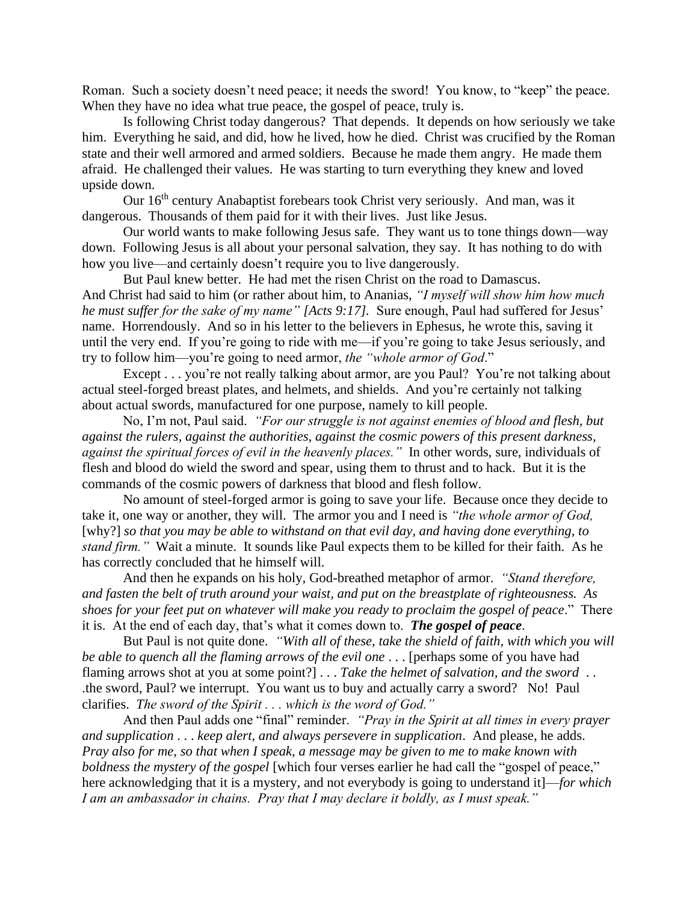Roman. Such a society doesn't need peace; it needs the sword! You know, to "keep" the peace. When they have no idea what true peace, the gospel of peace, truly is.

Is following Christ today dangerous? That depends. It depends on how seriously we take him. Everything he said, and did, how he lived, how he died. Christ was crucified by the Roman state and their well armored and armed soldiers. Because he made them angry. He made them afraid. He challenged their values. He was starting to turn everything they knew and loved upside down.

Our 16th century Anabaptist forebears took Christ very seriously. And man, was it dangerous. Thousands of them paid for it with their lives. Just like Jesus.

Our world wants to make following Jesus safe. They want us to tone things down—way down. Following Jesus is all about your personal salvation, they say. It has nothing to do with how you live—and certainly doesn't require you to live dangerously.

But Paul knew better. He had met the risen Christ on the road to Damascus. And Christ had said to him (or rather about him, to Ananias, *"I myself will show him how much he must suffer for the sake of my name" [Acts 9:17].* Sure enough, Paul had suffered for Jesus' name. Horrendously. And so in his letter to the believers in Ephesus, he wrote this, saving it until the very end. If you're going to ride with me—if you're going to take Jesus seriously, and try to follow him—you're going to need armor, *the "whole armor of God*."

Except . . . you're not really talking about armor, are you Paul? You're not talking about actual steel-forged breast plates, and helmets, and shields. And you're certainly not talking about actual swords, manufactured for one purpose, namely to kill people.

No, I'm not, Paul said. *"For our struggle is not against enemies of blood and flesh, but against the rulers, against the authorities, against the cosmic powers of this present darkness, against the spiritual forces of evil in the heavenly places."* In other words, sure, individuals of flesh and blood do wield the sword and spear, using them to thrust and to hack. But it is the commands of the cosmic powers of darkness that blood and flesh follow.

No amount of steel-forged armor is going to save your life. Because once they decide to take it, one way or another, they will. The armor you and I need is *"the whole armor of God,* [why?] *so that you may be able to withstand on that evil day, and having done everything, to stand firm."* Wait a minute. It sounds like Paul expects them to be killed for their faith. As he has correctly concluded that he himself will.

And then he expands on his holy, God-breathed metaphor of armor. *"Stand therefore, and fasten the belt of truth around your waist, and put on the breastplate of righteousness. As shoes for your feet put on whatever will make you ready to proclaim the gospel of peace*." There it is. At the end of each day, that's what it comes down to. ***The gospel of peace***.

But Paul is not quite done. *"With all of these, take the shield of faith, with which you will be able to quench all the flaming arrows of the evil one* . . . [perhaps some of you have had flaming arrows shot at you at some point?] . . . *Take the helmet of salvation, and the sword* . . .the sword, Paul? we interrupt. You want us to buy and actually carry a sword? No! Paul clarifies. *The sword of the Spirit . . . which is the word of God."*

And then Paul adds one "final" reminder. *"Pray in the Spirit at all times in every prayer and supplication . . . keep alert, and always persevere in supplication*. And please, he adds. *Pray also for me, so that when I speak, a message may be given to me to make known with boldness the mystery of the gospel* [which four verses earlier he had call the "gospel of peace," here acknowledging that it is a mystery, and not everybody is going to understand it]—*for which I am an ambassador in chains. Pray that I may declare it boldly, as I must speak."*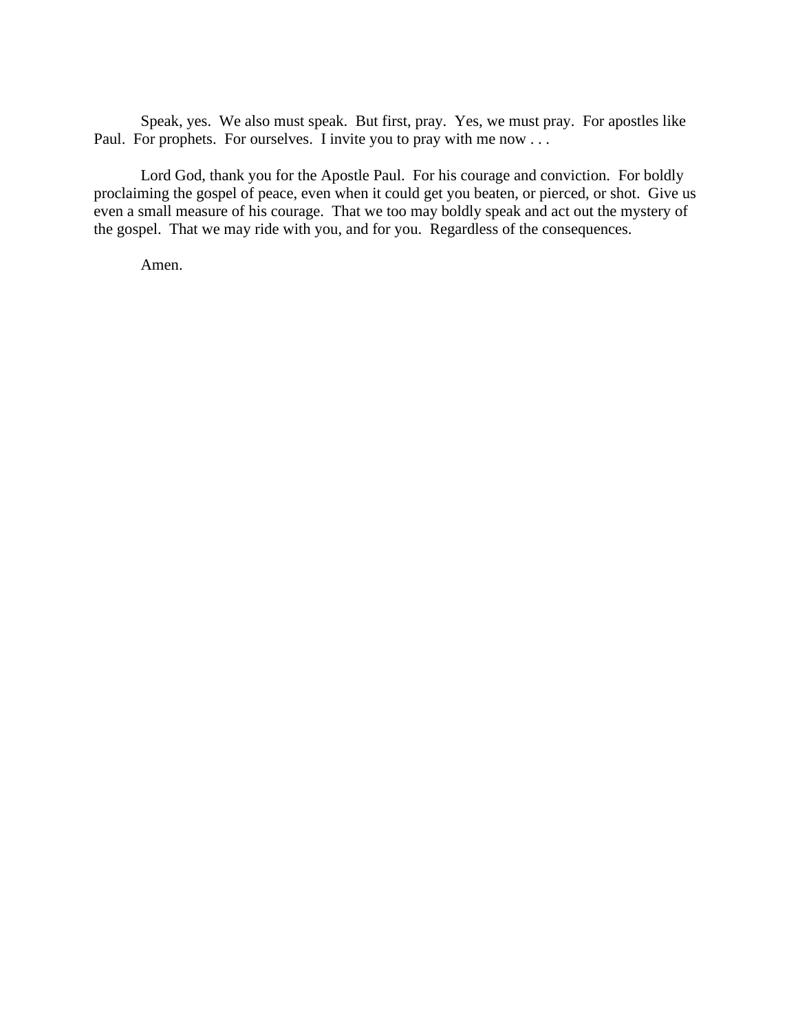Speak, yes.  We also must speak.  But first, pray.  Yes, we must pray.  For apostles like Paul.  For prophets.  For ourselves.  I invite you to pray with me now . . .

Lord God, thank you for the Apostle Paul.  For his courage and conviction.  For boldly proclaiming the gospel of peace, even when it could get you beaten, or pierced, or shot.  Give us even a small measure of his courage.  That we too may boldly speak and act out the mystery of the gospel.  That we may ride with you, and for you.  Regardless of the consequences.

Amen.